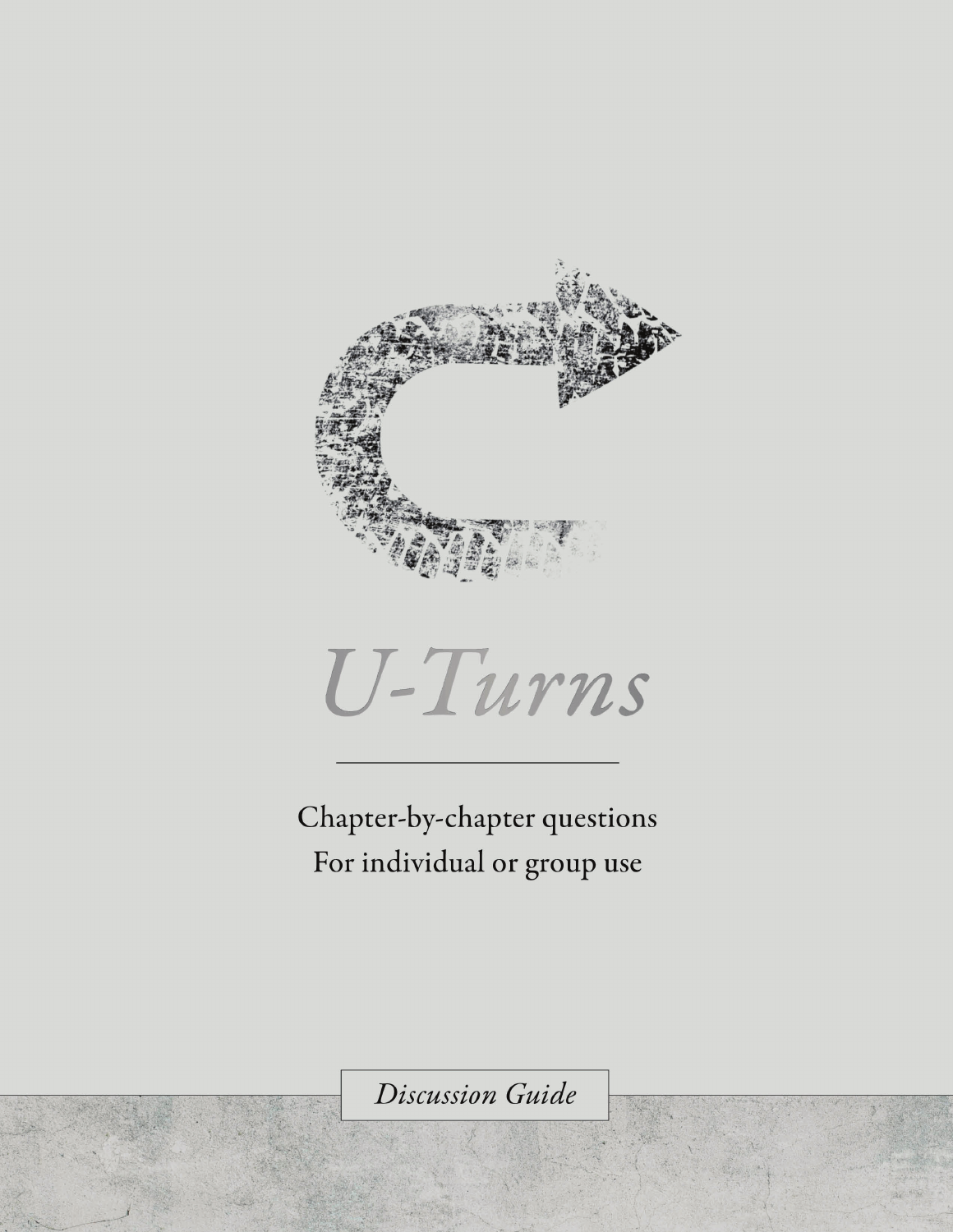# *U-Turns*

Chapter-by-chapter questions
For individual or group use

*Discussion Guide*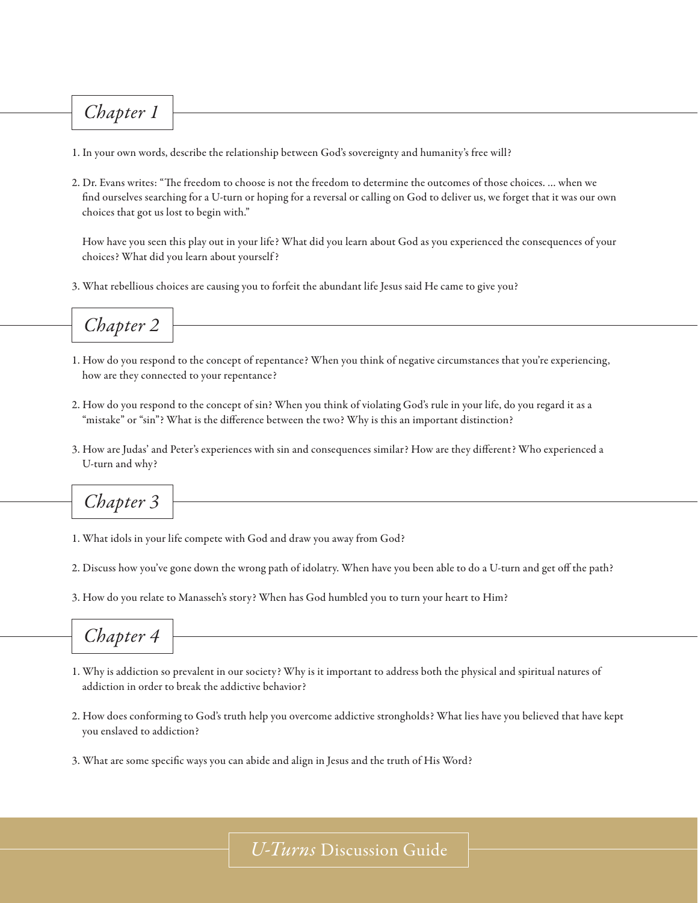## *Chapter 1*

1. In your own words, describe the relationship between God's sovereignty and humanity's free will?

2. Dr. Evans writes: "The freedom to choose is not the freedom to determine the outcomes of those choices. ... when we find ourselves searching for a U-turn or hoping for a reversal or calling on God to deliver us, we forget that it was our own choices that got us lost to begin with."

   How have you seen this play out in your life? What did you learn about God as you experienced the consequences of your choices? What did you learn about yourself?

3. What rebellious choices are causing you to forfeit the abundant life Jesus said He came to give you?

## *Chapter 2*

1. How do you respond to the concept of repentance? When you think of negative circumstances that you're experiencing, how are they connected to your repentance?

2. How do you respond to the concept of sin? When you think of violating God's rule in your life, do you regard it as a "mistake" or "sin"? What is the difference between the two? Why is this an important distinction?

3. How are Judas' and Peter's experiences with sin and consequences similar? How are they different? Who experienced a U-turn and why?

## *Chapter 3*

1. What idols in your life compete with God and draw you away from God?

2. Discuss how you've gone down the wrong path of idolatry. When have you been able to do a U-turn and get off the path?

3. How do you relate to Manasseh's story? When has God humbled you to turn your heart to Him?

## *Chapter 4*

1. Why is addiction so prevalent in our society? Why is it important to address both the physical and spiritual natures of addiction in order to break the addictive behavior?

2. How does conforming to God's truth help you overcome addictive strongholds? What lies have you believed that have kept you enslaved to addiction?

3. What are some specific ways you can abide and align in Jesus and the truth of His Word?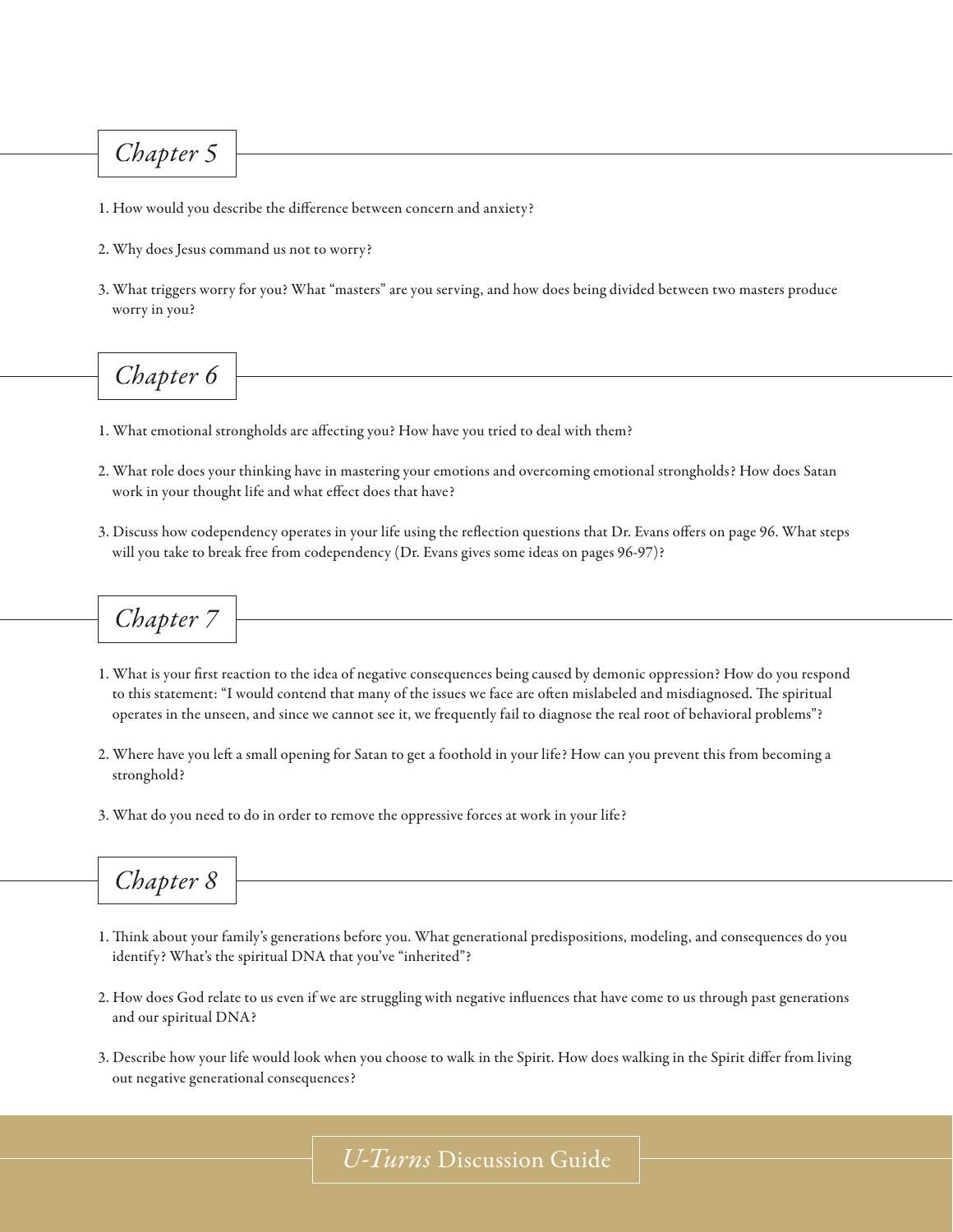## *Chapter 5*

1. How would you describe the difference between concern and anxiety?

2. Why does Jesus command us not to worry?

3. What triggers worry for you? What "masters" are you serving, and how does being divided between two masters produce worry in you?

## *Chapter 6*

1. What emotional strongholds are affecting you? How have you tried to deal with them?

2. What role does your thinking have in mastering your emotions and overcoming emotional strongholds? How does Satan work in your thought life and what effect does that have?

3. Discuss how codependency operates in your life using the reflection questions that Dr. Evans offers on page 96. What steps will you take to break free from codependency (Dr. Evans gives some ideas on pages 96-97)?

## *Chapter 7*

1. What is your first reaction to the idea of negative consequences being caused by demonic oppression? How do you respond to this statement: "I would contend that many of the issues we face are often mislabeled and misdiagnosed. The spiritual operates in the unseen, and since we cannot see it, we frequently fail to diagnose the real root of behavioral problems"?

2. Where have you left a small opening for Satan to get a foothold in your life? How can you prevent this from becoming a stronghold?

3. What do you need to do in order to remove the oppressive forces at work in your life?

## *Chapter 8*

1. Think about your family's generations before you. What generational predispositions, modeling, and consequences do you identify? What's the spiritual DNA that you've "inherited"?

2. How does God relate to us even if we are struggling with negative influences that have come to us through past generations and our spiritual DNA?

3. Describe how your life would look when you choose to walk in the Spirit. How does walking in the Spirit differ from living out negative generational consequences?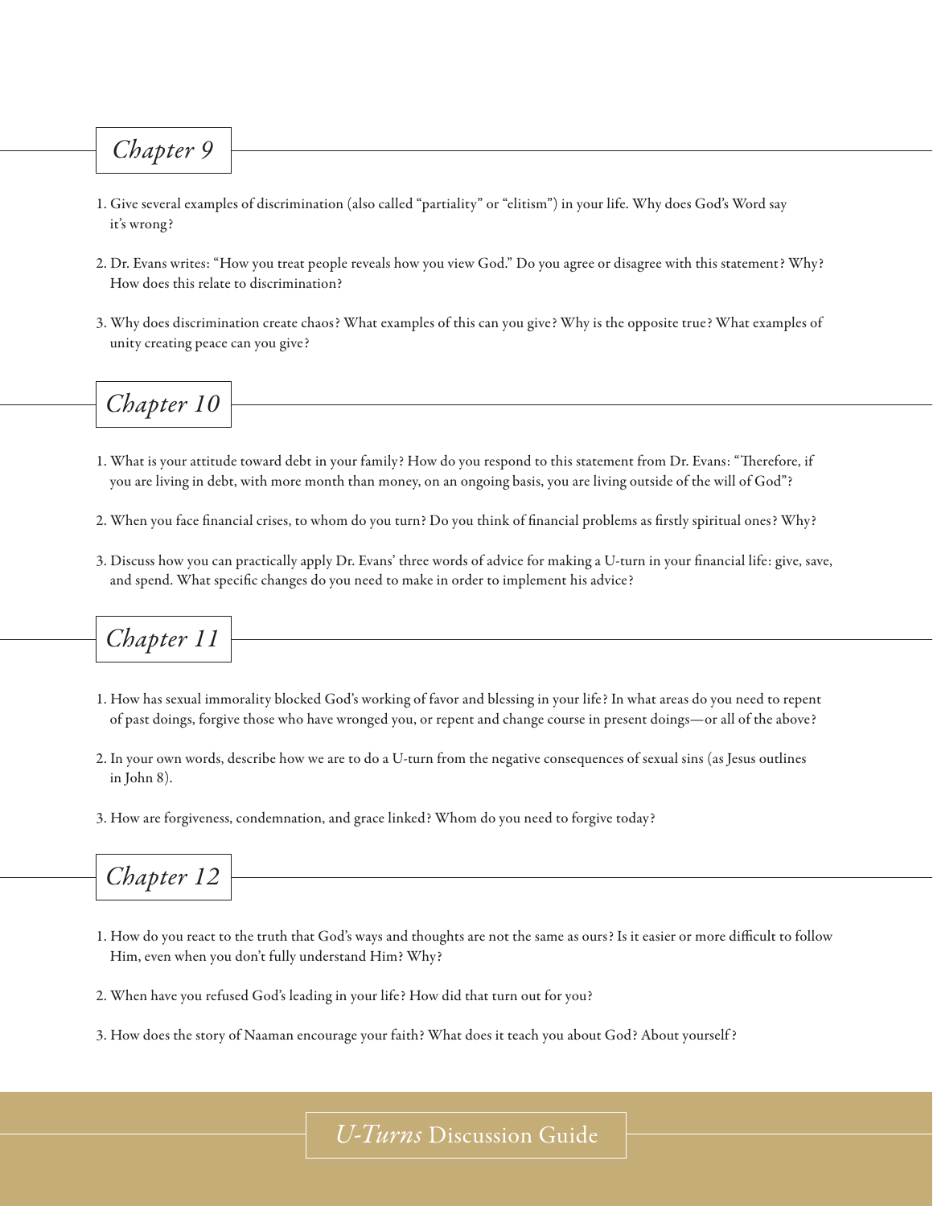## *Chapter 9*

1. Give several examples of discrimination (also called "partiality" or "elitism") in your life. Why does God's Word say it's wrong?
2. Dr. Evans writes: "How you treat people reveals how you view God." Do you agree or disagree with this statement? Why? How does this relate to discrimination?
3. Why does discrimination create chaos? What examples of this can you give? Why is the opposite true? What examples of unity creating peace can you give?

## *Chapter 10*

1. What is your attitude toward debt in your family? How do you respond to this statement from Dr. Evans: "Therefore, if you are living in debt, with more month than money, on an ongoing basis, you are living outside of the will of God"?
2. When you face financial crises, to whom do you turn? Do you think of financial problems as firstly spiritual ones? Why?
3. Discuss how you can practically apply Dr. Evans' three words of advice for making a U-turn in your financial life: give, save, and spend. What specific changes do you need to make in order to implement his advice?

## *Chapter 11*

1. How has sexual immorality blocked God's working of favor and blessing in your life? In what areas do you need to repent of past doings, forgive those who have wronged you, or repent and change course in present doings—or all of the above?
2. In your own words, describe how we are to do a U-turn from the negative consequences of sexual sins (as Jesus outlines in John 8).
3. How are forgiveness, condemnation, and grace linked? Whom do you need to forgive today?

## *Chapter 12*

1. How do you react to the truth that God's ways and thoughts are not the same as ours? Is it easier or more difficult to follow Him, even when you don't fully understand Him? Why?
2. When have you refused God's leading in your life? How did that turn out for you?
3. How does the story of Naaman encourage your faith? What does it teach you about God? About yourself?